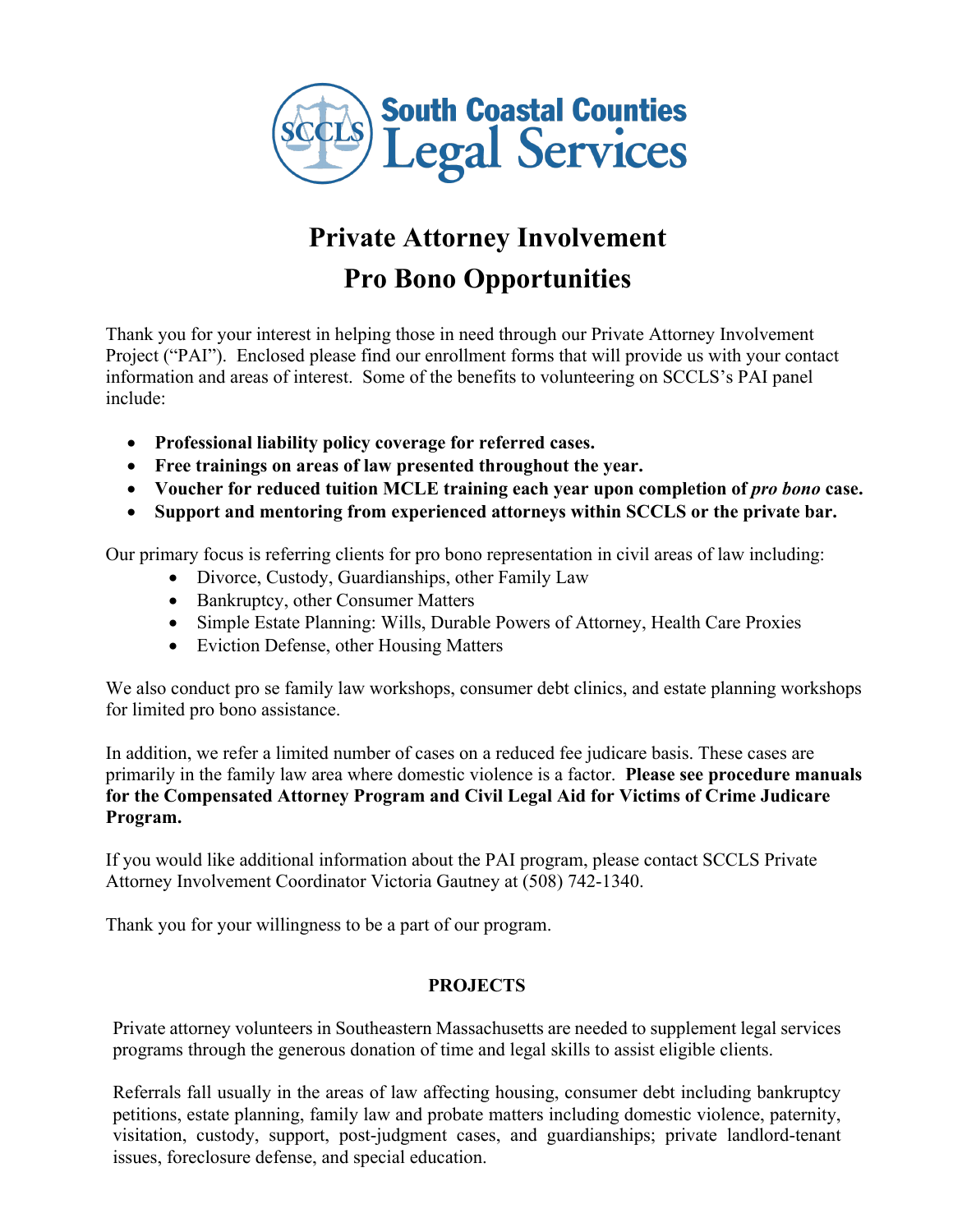South Coastal Counties Legal Services

# Private Attorney Involvement
# Pro Bono Opportunities

Thank you for your interest in helping those in need through our Private Attorney Involvement Project ("PAI"). Enclosed please find our enrollment forms that will provide us with your contact information and areas of interest. Some of the benefits to volunteering on SCCLS's PAI panel include:

- **Professional liability policy coverage for referred cases.**
- **Free trainings on areas of law presented throughout the year.**
- **Voucher for reduced tuition MCLE training each year upon completion of *pro bono* case.**
- **Support and mentoring from experienced attorneys within SCCLS or the private bar.**

Our primary focus is referring clients for pro bono representation in civil areas of law including:

- Divorce, Custody, Guardianships, other Family Law
- Bankruptcy, other Consumer Matters
- Simple Estate Planning: Wills, Durable Powers of Attorney, Health Care Proxies
- Eviction Defense, other Housing Matters

We also conduct pro se family law workshops, consumer debt clinics, and estate planning workshops for limited pro bono assistance.

In addition, we refer a limited number of cases on a reduced fee judicare basis. These cases are primarily in the family law area where domestic violence is a factor. **Please see procedure manuals for the Compensated Attorney Program and Civil Legal Aid for Victims of Crime Judicare Program.**

If you would like additional information about the PAI program, please contact SCCLS Private Attorney Involvement Coordinator Victoria Gautney at (508) 742-1340.

Thank you for your willingness to be a part of our program.

## PROJECTS

Private attorney volunteers in Southeastern Massachusetts are needed to supplement legal services programs through the generous donation of time and legal skills to assist eligible clients.

Referrals fall usually in the areas of law affecting housing, consumer debt including bankruptcy petitions, estate planning, family law and probate matters including domestic violence, paternity, visitation, custody, support, post-judgment cases, and guardianships; private landlord-tenant issues, foreclosure defense, and special education.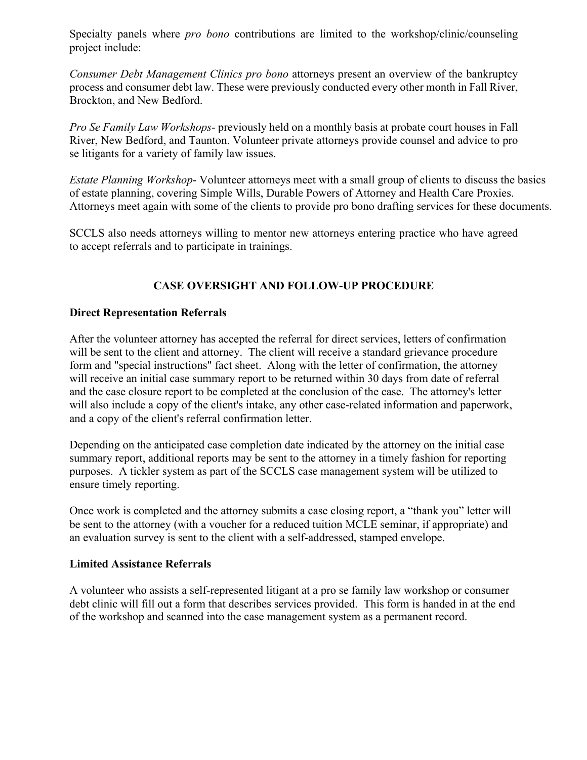Specialty panels where *pro bono* contributions are limited to the workshop/clinic/counseling project include:

*Consumer Debt Management Clinics pro bono* attorneys present an overview of the bankruptcy process and consumer debt law. These were previously conducted every other month in Fall River, Brockton, and New Bedford.

*Pro Se Family Law Workshops*- previously held on a monthly basis at probate court houses in Fall River, New Bedford, and Taunton. Volunteer private attorneys provide counsel and advice to pro se litigants for a variety of family law issues.

*Estate Planning Workshop*- Volunteer attorneys meet with a small group of clients to discuss the basics of estate planning, covering Simple Wills, Durable Powers of Attorney and Health Care Proxies. Attorneys meet again with some of the clients to provide pro bono drafting services for these documents.

SCCLS also needs attorneys willing to mentor new attorneys entering practice who have agreed to accept referrals and to participate in trainings.

## CASE OVERSIGHT AND FOLLOW-UP PROCEDURE

### Direct Representation Referrals

After the volunteer attorney has accepted the referral for direct services, letters of confirmation will be sent to the client and attorney. The client will receive a standard grievance procedure form and "special instructions" fact sheet. Along with the letter of confirmation, the attorney will receive an initial case summary report to be returned within 30 days from date of referral and the case closure report to be completed at the conclusion of the case. The attorney's letter will also include a copy of the client's intake, any other case-related information and paperwork, and a copy of the client's referral confirmation letter.

Depending on the anticipated case completion date indicated by the attorney on the initial case summary report, additional reports may be sent to the attorney in a timely fashion for reporting purposes. A tickler system as part of the SCCLS case management system will be utilized to ensure timely reporting.

Once work is completed and the attorney submits a case closing report, a "thank you" letter will be sent to the attorney (with a voucher for a reduced tuition MCLE seminar, if appropriate) and an evaluation survey is sent to the client with a self-addressed, stamped envelope.

### Limited Assistance Referrals

A volunteer who assists a self-represented litigant at a pro se family law workshop or consumer debt clinic will fill out a form that describes services provided. This form is handed in at the end of the workshop and scanned into the case management system as a permanent record.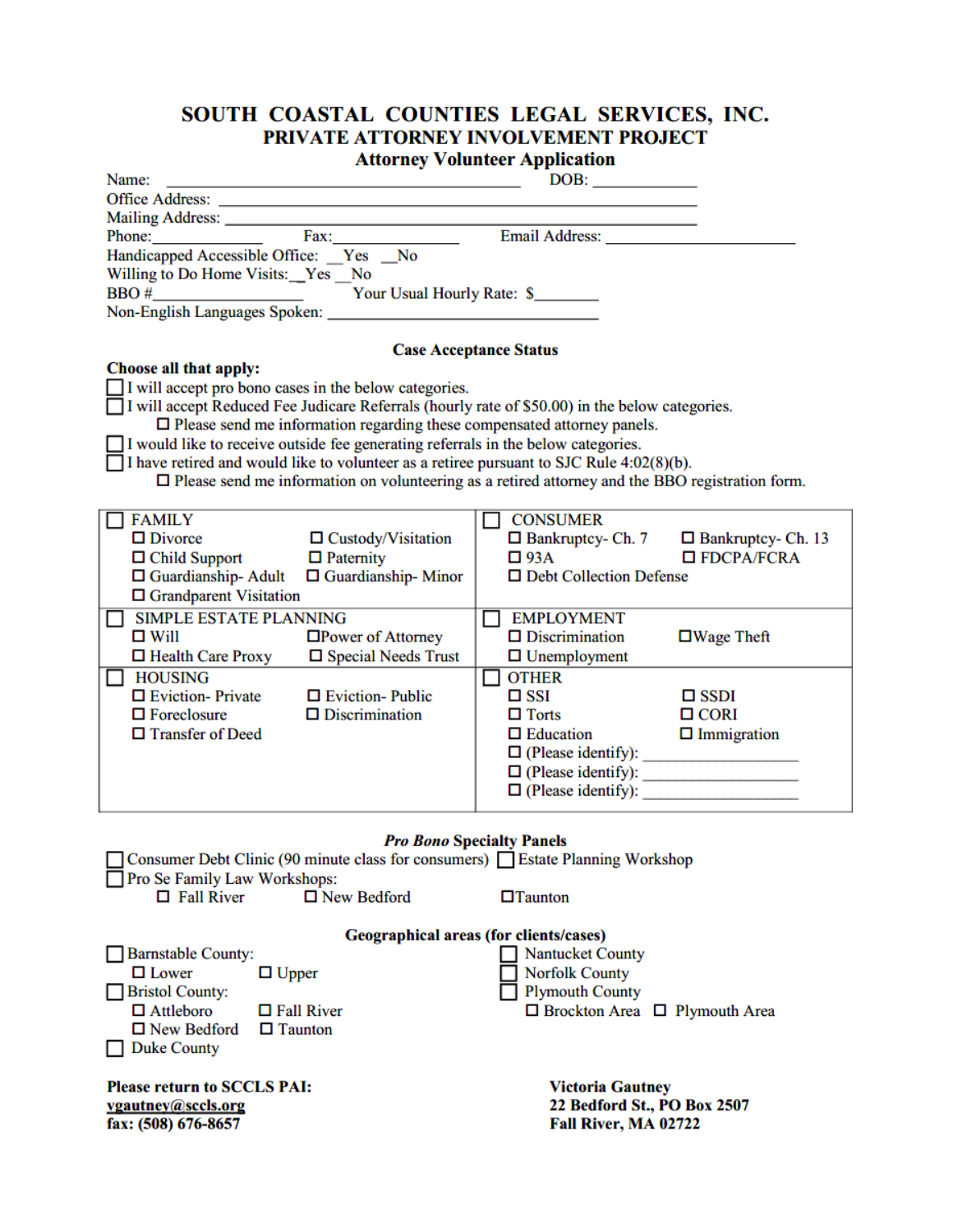# SOUTH COASTAL COUNTIES LEGAL SERVICES, INC.
## PRIVATE ATTORNEY INVOLVEMENT PROJECT
### Attorney Volunteer Application

Name: ______________________________ DOB: __________

Office Address: ______________________________

Mailing Address: ______________________________

Phone:__________ Fax:__________ Email Address: __________________

Handicapped Accessible Office: __Yes __No

Willing to Do Home Visits:__Yes __No

BBO #__________ Your Usual Hourly Rate: $_______

Non-English Languages Spoken: ______________________

### Case Acceptance Status

**Choose all that apply:**

☐ I will accept pro bono cases in the below categories.

☐ I will accept Reduced Fee Judicare Referrals (hourly rate of $50.00) in the below categories.

- ☐ Please send me information regarding these compensated attorney panels.

☐ I would like to receive outside fee generating referrals in the below categories.

☐ I have retired and would like to volunteer as a retiree pursuant to SJC Rule 4:02(8)(b).

- ☐ Please send me information on volunteering as a retired attorney and the BBO registration form.

| | |
|---|---|
| ☐ FAMILY<br>☐ Divorce ☐ Custody/Visitation<br>☐ Child Support ☐ Paternity<br>☐ Guardianship- Adult ☐ Guardianship- Minor<br>☐ Grandparent Visitation | ☐ CONSUMER<br>☐ Bankruptcy- Ch. 7 ☐ Bankruptcy- Ch. 13<br>☐ 93A ☐ FDCPA/FCRA<br>☐ Debt Collection Defense |
| ☐ SIMPLE ESTATE PLANNING<br>☐ Will ☐ Power of Attorney<br>☐ Health Care Proxy ☐ Special Needs Trust | ☐ EMPLOYMENT<br>☐ Discrimination ☐ Wage Theft<br>☐ Unemployment |
| ☐ HOUSING<br>☐ Eviction- Private ☐ Eviction- Public<br>☐ Foreclosure ☐ Discrimination<br>☐ Transfer of Deed | ☐ OTHER<br>☐ SSI ☐ SSDI<br>☐ Torts ☐ CORI<br>☐ Education ☐ Immigration<br>☐ (Please identify): __________<br>☐ (Please identify): __________<br>☐ (Please identify): __________ |

### *Pro Bono* Specialty Panels

☐ Consumer Debt Clinic (90 minute class for consumers) ☐ Estate Planning Workshop

☐ Pro Se Family Law Workshops:

- ☐ Fall River ☐ New Bedford ☐ Taunton

### Geographical areas (for clients/cases)

☐ Barnstable County:
- ☐ Lower ☐ Upper

☐ Bristol County:
- ☐ Attleboro ☐ Fall River
- ☐ New Bedford ☐ Taunton

☐ Duke County

☐ Nantucket County

☐ Norfolk County

☐ Plymouth County
- ☐ Brockton Area ☐ Plymouth Area

**Please return to SCCLS PAI:**
**vgautney@sccls.org**
**fax: (508) 676-8657**

**Victoria Gautney**
**22 Bedford St., PO Box 2507**
**Fall River, MA 02722**